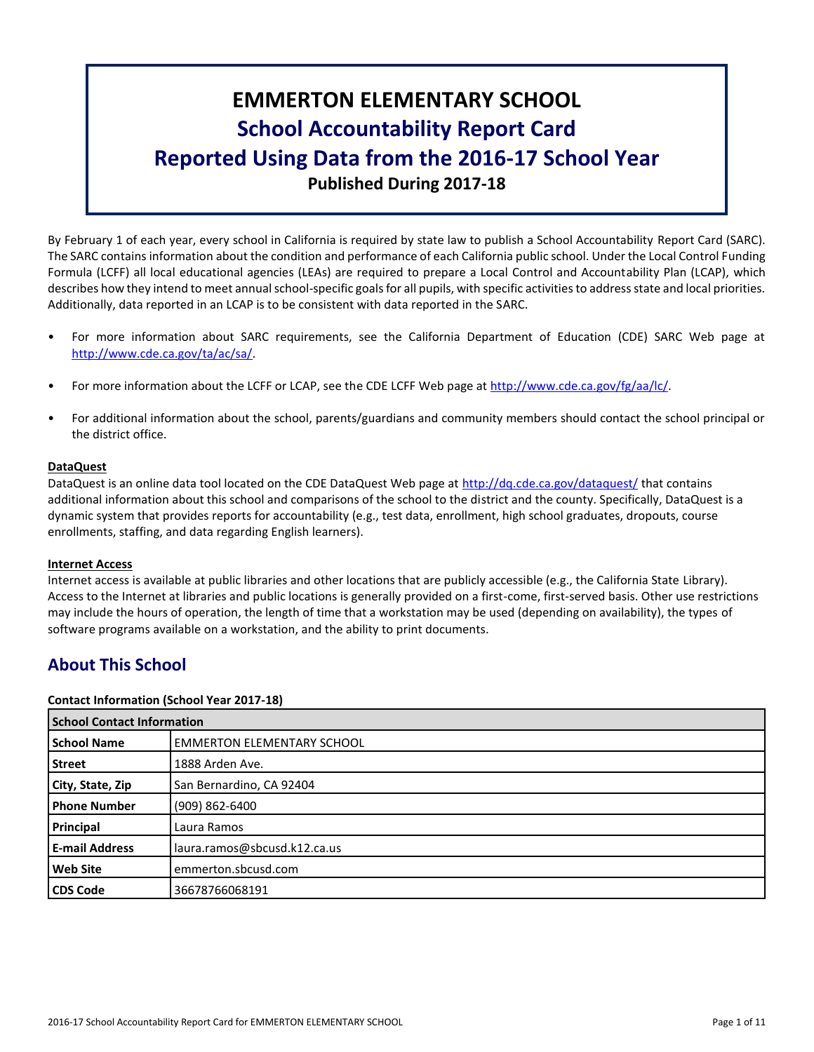# EMMERTON ELEMENTARY SCHOOL
## School Accountability Report Card
## Reported Using Data from the 2016-17 School Year
### Published During 2017-18

By February 1 of each year, every school in California is required by state law to publish a School Accountability Report Card (SARC). The SARC contains information about the condition and performance of each California public school. Under the Local Control Funding Formula (LCFF) all local educational agencies (LEAs) are required to prepare a Local Control and Accountability Plan (LCAP), which describes how they intend to meet annual school-specific goals for all pupils, with specific activities to address state and local priorities. Additionally, data reported in an LCAP is to be consistent with data reported in the SARC.

- For more information about SARC requirements, see the California Department of Education (CDE) SARC Web page at http://www.cde.ca.gov/ta/ac/sa/.
- For more information about the LCFF or LCAP, see the CDE LCFF Web page at http://www.cde.ca.gov/fg/aa/lc/.
- For additional information about the school, parents/guardians and community members should contact the school principal or the district office.

**DataQuest**

DataQuest is an online data tool located on the CDE DataQuest Web page at http://dq.cde.ca.gov/dataquest/ that contains additional information about this school and comparisons of the school to the district and the county. Specifically, DataQuest is a dynamic system that provides reports for accountability (e.g., test data, enrollment, high school graduates, dropouts, course enrollments, staffing, and data regarding English learners).

**Internet Access**

Internet access is available at public libraries and other locations that are publicly accessible (e.g., the California State Library). Access to the Internet at libraries and public locations is generally provided on a first-come, first-served basis. Other use restrictions may include the hours of operation, the length of time that a workstation may be used (depending on availability), the types of software programs available on a workstation, and the ability to print documents.

## About This School

**Contact Information (School Year 2017-18)**

| School Contact Information | |
|---|---|
| **School Name** | EMMERTON ELEMENTARY SCHOOL |
| **Street** | 1888 Arden Ave. |
| **City, State, Zip** | San Bernardino, CA 92404 |
| **Phone Number** | (909) 862-6400 |
| **Principal** | Laura Ramos |
| **E-mail Address** | laura.ramos@sbcusd.k12.ca.us |
| **Web Site** | emmerton.sbcusd.com |
| **CDS Code** | 36678766068191 |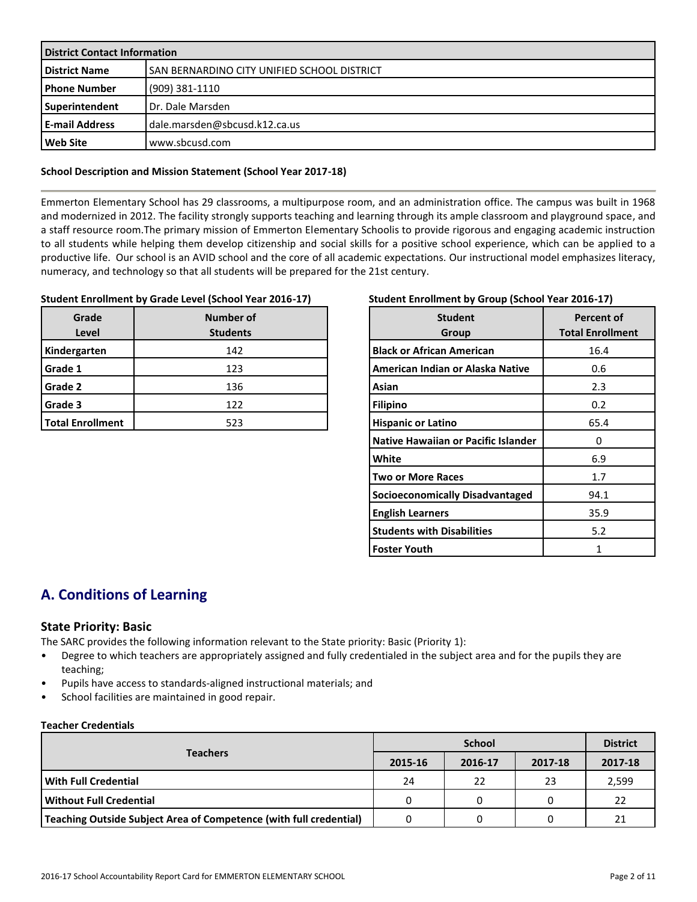| District Contact Information | |
|---|---|
| **District Name** | SAN BERNARDINO CITY UNIFIED SCHOOL DISTRICT |
| **Phone Number** | (909) 381-1110 |
| **Superintendent** | Dr. Dale Marsden |
| **E-mail Address** | dale.marsden@sbcusd.k12.ca.us |
| **Web Site** | www.sbcusd.com |

### School Description and Mission Statement (School Year 2017-18)

Emmerton Elementary School has 29 classrooms, a multipurpose room, and an administration office. The campus was built in 1968 and modernized in 2012. The facility strongly supports teaching and learning through its ample classroom and playground space, and a staff resource room.The primary mission of Emmerton Elementary Schoolis to provide rigorous and engaging academic instruction to all students while helping them develop citizenship and social skills for a positive school experience, which can be applied to a productive life. Our school is an AVID school and the core of all academic expectations. Our instructional model emphasizes literacy, numeracy, and technology so that all students will be prepared for the 21st century.

**Student Enrollment by Grade Level (School Year 2016-17)**

| Grade Level | Number of Students |
|---|---|
| **Kindergarten** | 142 |
| **Grade 1** | 123 |
| **Grade 2** | 136 |
| **Grade 3** | 122 |
| **Total Enrollment** | 523 |

**Student Enrollment by Group (School Year 2016-17)**

| Student Group | Percent of Total Enrollment |
|---|---|
| **Black or African American** | 16.4 |
| **American Indian or Alaska Native** | 0.6 |
| **Asian** | 2.3 |
| **Filipino** | 0.2 |
| **Hispanic or Latino** | 65.4 |
| **Native Hawaiian or Pacific Islander** | 0 |
| **White** | 6.9 |
| **Two or More Races** | 1.7 |
| **Socioeconomically Disadvantaged** | 94.1 |
| **English Learners** | 35.9 |
| **Students with Disabilities** | 5.2 |
| **Foster Youth** | 1 |

## A. Conditions of Learning

### State Priority: Basic

The SARC provides the following information relevant to the State priority: Basic (Priority 1):

- Degree to which teachers are appropriately assigned and fully credentialed in the subject area and for the pupils they are teaching;
- Pupils have access to standards-aligned instructional materials; and
- School facilities are maintained in good repair.

**Teacher Credentials**

| Teachers | School | | | District |
|---|---|---|---|---|
| | 2015-16 | 2016-17 | 2017-18 | 2017-18 |
| **With Full Credential** | 24 | 22 | 23 | 2,599 |
| **Without Full Credential** | 0 | 0 | 0 | 22 |
| **Teaching Outside Subject Area of Competence (with full credential)** | 0 | 0 | 0 | 21 |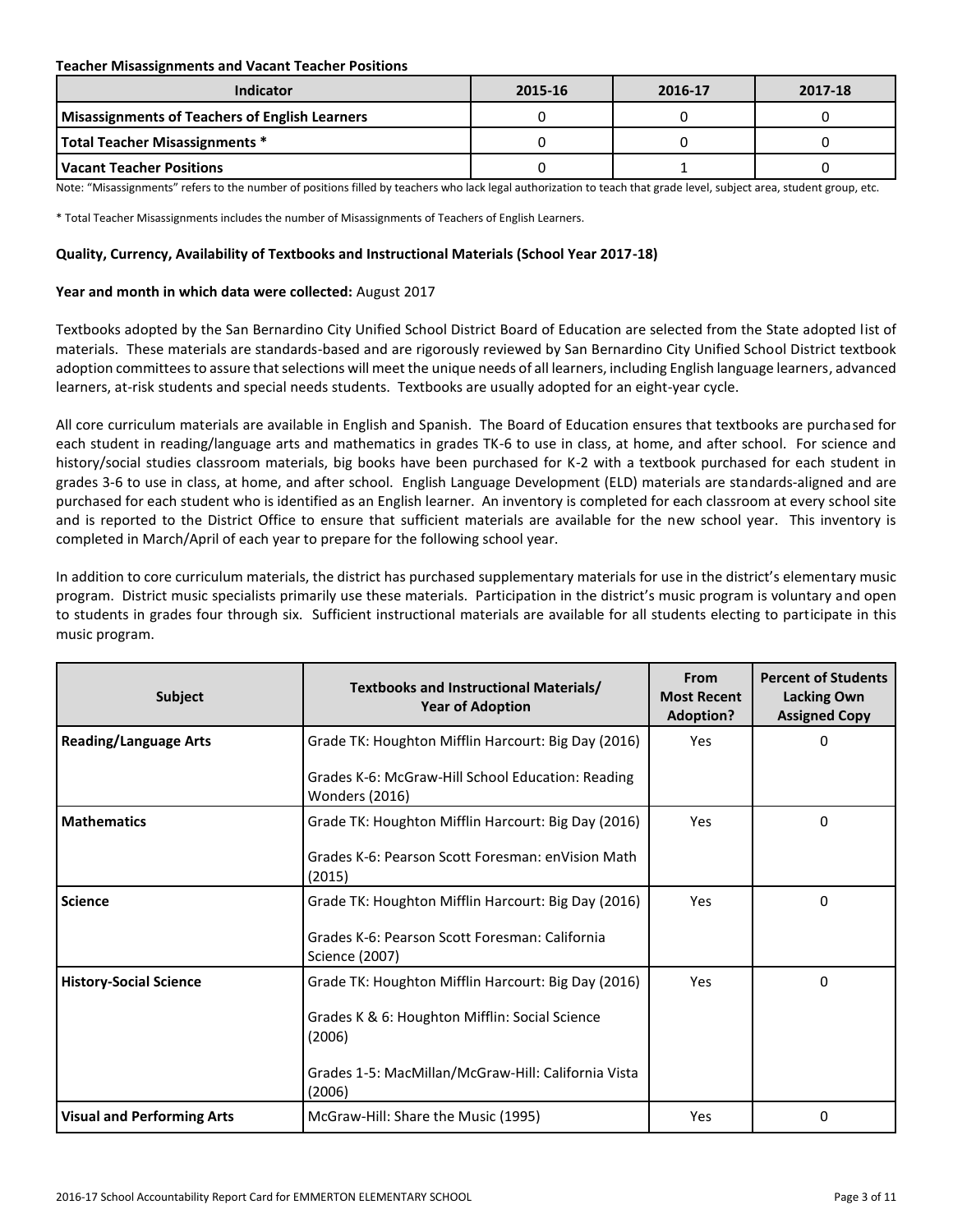**Teacher Misassignments and Vacant Teacher Positions**

| Indicator | 2015-16 | 2016-17 | 2017-18 |
|---|---|---|---|
| Misassignments of Teachers of English Learners | 0 | 0 | 0 |
| Total Teacher Misassignments * | 0 | 0 | 0 |
| Vacant Teacher Positions | 0 | 1 | 0 |

Note: "Misassignments" refers to the number of positions filled by teachers who lack legal authorization to teach that grade level, subject area, student group, etc.

* Total Teacher Misassignments includes the number of Misassignments of Teachers of English Learners.

**Quality, Currency, Availability of Textbooks and Instructional Materials (School Year 2017-18)**

**Year and month in which data were collected:** August 2017

Textbooks adopted by the San Bernardino City Unified School District Board of Education are selected from the State adopted list of materials. These materials are standards-based and are rigorously reviewed by San Bernardino City Unified School District textbook adoption committees to assure that selections will meet the unique needs of all learners, including English language learners, advanced learners, at-risk students and special needs students. Textbooks are usually adopted for an eight-year cycle.

All core curriculum materials are available in English and Spanish. The Board of Education ensures that textbooks are purchased for each student in reading/language arts and mathematics in grades TK-6 to use in class, at home, and after school. For science and history/social studies classroom materials, big books have been purchased for K-2 with a textbook purchased for each student in grades 3-6 to use in class, at home, and after school. English Language Development (ELD) materials are standards-aligned and are purchased for each student who is identified as an English learner. An inventory is completed for each classroom at every school site and is reported to the District Office to ensure that sufficient materials are available for the new school year. This inventory is completed in March/April of each year to prepare for the following school year.

In addition to core curriculum materials, the district has purchased supplementary materials for use in the district's elementary music program. District music specialists primarily use these materials. Participation in the district's music program is voluntary and open to students in grades four through six. Sufficient instructional materials are available for all students electing to participate in this music program.

| Subject | Textbooks and Instructional Materials/ Year of Adoption | From Most Recent Adoption? | Percent of Students Lacking Own Assigned Copy |
|---|---|---|---|
| Reading/Language Arts | Grade TK: Houghton Mifflin Harcourt: Big Day (2016)<br><br>Grades K-6: McGraw-Hill School Education: Reading Wonders (2016) | Yes | 0 |
| Mathematics | Grade TK: Houghton Mifflin Harcourt: Big Day (2016)<br><br>Grades K-6: Pearson Scott Foresman: enVision Math (2015) | Yes | 0 |
| Science | Grade TK: Houghton Mifflin Harcourt: Big Day (2016)<br><br>Grades K-6: Pearson Scott Foresman: California Science (2007) | Yes | 0 |
| History-Social Science | Grade TK: Houghton Mifflin Harcourt: Big Day (2016)<br><br>Grades K & 6: Houghton Mifflin: Social Science (2006)<br><br>Grades 1-5: MacMillan/McGraw-Hill: California Vista (2006) | Yes | 0 |
| Visual and Performing Arts | McGraw-Hill: Share the Music (1995) | Yes | 0 |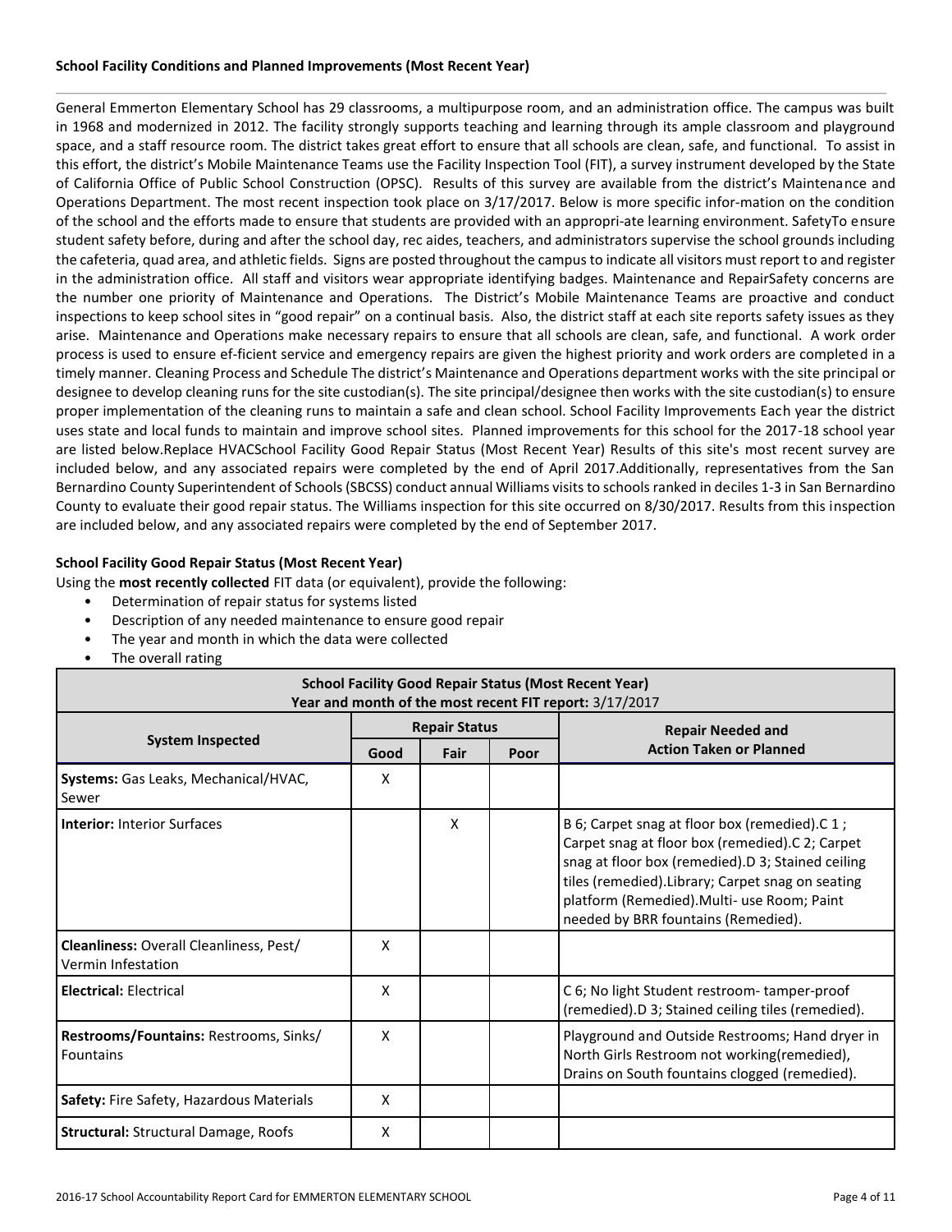### School Facility Conditions and Planned Improvements (Most Recent Year)

General Emmerton Elementary School has 29 classrooms, a multipurpose room, and an administration office. The campus was built in 1968 and modernized in 2012. The facility strongly supports teaching and learning through its ample classroom and playground space, and a staff resource room. The district takes great effort to ensure that all schools are clean, safe, and functional. To assist in this effort, the district's Mobile Maintenance Teams use the Facility Inspection Tool (FIT), a survey instrument developed by the State of California Office of Public School Construction (OPSC). Results of this survey are available from the district's Maintenance and Operations Department. The most recent inspection took place on 3/17/2017. Below is more specific infor-mation on the condition of the school and the efforts made to ensure that students are provided with an appropri-ate learning environment. SafetyTo ensure student safety before, during and after the school day, rec aides, teachers, and administrators supervise the school grounds including the cafeteria, quad area, and athletic fields. Signs are posted throughout the campus to indicate all visitors must report to and register in the administration office. All staff and visitors wear appropriate identifying badges. Maintenance and RepairSafety concerns are the number one priority of Maintenance and Operations. The District's Mobile Maintenance Teams are proactive and conduct inspections to keep school sites in "good repair" on a continual basis. Also, the district staff at each site reports safety issues as they arise. Maintenance and Operations make necessary repairs to ensure that all schools are clean, safe, and functional. A work order process is used to ensure ef-ficient service and emergency repairs are given the highest priority and work orders are completed in a timely manner. Cleaning Process and Schedule The district's Maintenance and Operations department works with the site principal or designee to develop cleaning runs for the site custodian(s). The site principal/designee then works with the site custodian(s) to ensure proper implementation of the cleaning runs to maintain a safe and clean school. School Facility Improvements Each year the district uses state and local funds to maintain and improve school sites. Planned improvements for this school for the 2017-18 school year are listed below.Replace HVACSchool Facility Good Repair Status (Most Recent Year) Results of this site's most recent survey are included below, and any associated repairs were completed by the end of April 2017.Additionally, representatives from the San Bernardino County Superintendent of Schools (SBCSS) conduct annual Williams visits to schools ranked in deciles 1-3 in San Bernardino County to evaluate their good repair status. The Williams inspection for this site occurred on 8/30/2017. Results from this inspection are included below, and any associated repairs were completed by the end of September 2017.

### School Facility Good Repair Status (Most Recent Year)

Using the **most recently collected** FIT data (or equivalent), provide the following:

- Determination of repair status for systems listed
- Description of any needed maintenance to ensure good repair
- The year and month in which the data were collected
- The overall rating

**School Facility Good Repair Status (Most Recent Year)**
**Year and month of the most recent FIT report:** 3/17/2017

| System Inspected | Repair Status | | | Repair Needed and Action Taken or Planned |
|---|---|---|---|---|
| | Good | Fair | Poor | |
| **Systems:** Gas Leaks, Mechanical/HVAC, Sewer | X | | | |
| **Interior:** Interior Surfaces | | X | | B 6; Carpet snag at floor box (remedied).C 1 ; Carpet snag at floor box (remedied).C 2; Carpet snag at floor box (remedied).D 3; Stained ceiling tiles (remedied).Library; Carpet snag on seating platform (Remedied).Multi- use Room; Paint needed by BRR fountains (Remedied). |
| **Cleanliness:** Overall Cleanliness, Pest/ Vermin Infestation | X | | | |
| **Electrical:** Electrical | X | | | C 6; No light Student restroom- tamper-proof (remedied).D 3; Stained ceiling tiles (remedied). |
| **Restrooms/Fountains:** Restrooms, Sinks/ Fountains | X | | | Playground and Outside Restrooms; Hand dryer in North Girls Restroom not working(remedied), Drains on South fountains clogged (remedied). |
| **Safety:** Fire Safety, Hazardous Materials | X | | | |
| **Structural:** Structural Damage, Roofs | X | | | |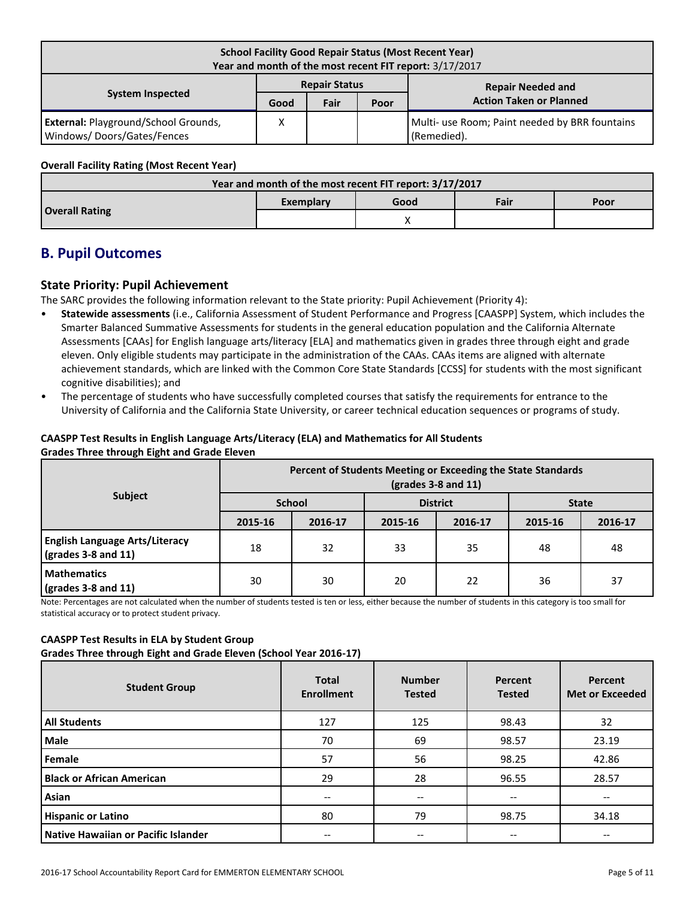| School Facility Good Repair Status (Most Recent Year) Year and month of the most recent FIT report: 3/17/2017 | | | | |
|---|---|---|---|---|
| System Inspected | Repair Status | | | Repair Needed and Action Taken or Planned |
| | Good | Fair | Poor | |
| **External:** Playground/School Grounds, Windows/ Doors/Gates/Fences | X | | | Multi- use Room; Paint needed by BRR fountains (Remedied). |

**Overall Facility Rating (Most Recent Year)**

| Year and month of the most recent FIT report: 3/17/2017 | | | | |
|---|---|---|---|---|
| Overall Rating | Exemplary | Good | Fair | Poor |
| | | X | | |

## B. Pupil Outcomes

### State Priority: Pupil Achievement

The SARC provides the following information relevant to the State priority: Pupil Achievement (Priority 4):

- **Statewide assessments** (i.e., California Assessment of Student Performance and Progress [CAASPP] System, which includes the Smarter Balanced Summative Assessments for students in the general education population and the California Alternate Assessments [CAAs] for English language arts/literacy [ELA] and mathematics given in grades three through eight and grade eleven. Only eligible students may participate in the administration of the CAAs. CAAs items are aligned with alternate achievement standards, which are linked with the Common Core State Standards [CCSS] for students with the most significant cognitive disabilities); and
- The percentage of students who have successfully completed courses that satisfy the requirements for entrance to the University of California and the California State University, or career technical education sequences or programs of study.

**CAASPP Test Results in English Language Arts/Literacy (ELA) and Mathematics for All Students**
**Grades Three through Eight and Grade Eleven**

| Subject | Percent of Students Meeting or Exceeding the State Standards (grades 3-8 and 11) | | | | | |
|---|---|---|---|---|---|---|
| | School | | District | | State | |
| | 2015-16 | 2016-17 | 2015-16 | 2016-17 | 2015-16 | 2016-17 |
| **English Language Arts/Literacy (grades 3-8 and 11)** | 18 | 32 | 33 | 35 | 48 | 48 |
| **Mathematics (grades 3-8 and 11)** | 30 | 30 | 20 | 22 | 36 | 37 |

Note: Percentages are not calculated when the number of students tested is ten or less, either because the number of students in this category is too small for statistical accuracy or to protect student privacy.

**CAASPP Test Results in ELA by Student Group**
**Grades Three through Eight and Grade Eleven (School Year 2016-17)**

| Student Group | Total Enrollment | Number Tested | Percent Tested | Percent Met or Exceeded |
|---|---|---|---|---|
| **All Students** | 127 | 125 | 98.43 | 32 |
| **Male** | 70 | 69 | 98.57 | 23.19 |
| **Female** | 57 | 56 | 98.25 | 42.86 |
| **Black or African American** | 29 | 28 | 96.55 | 28.57 |
| **Asian** | -- | -- | -- | -- |
| **Hispanic or Latino** | 80 | 79 | 98.75 | 34.18 |
| **Native Hawaiian or Pacific Islander** | -- | -- | -- | -- |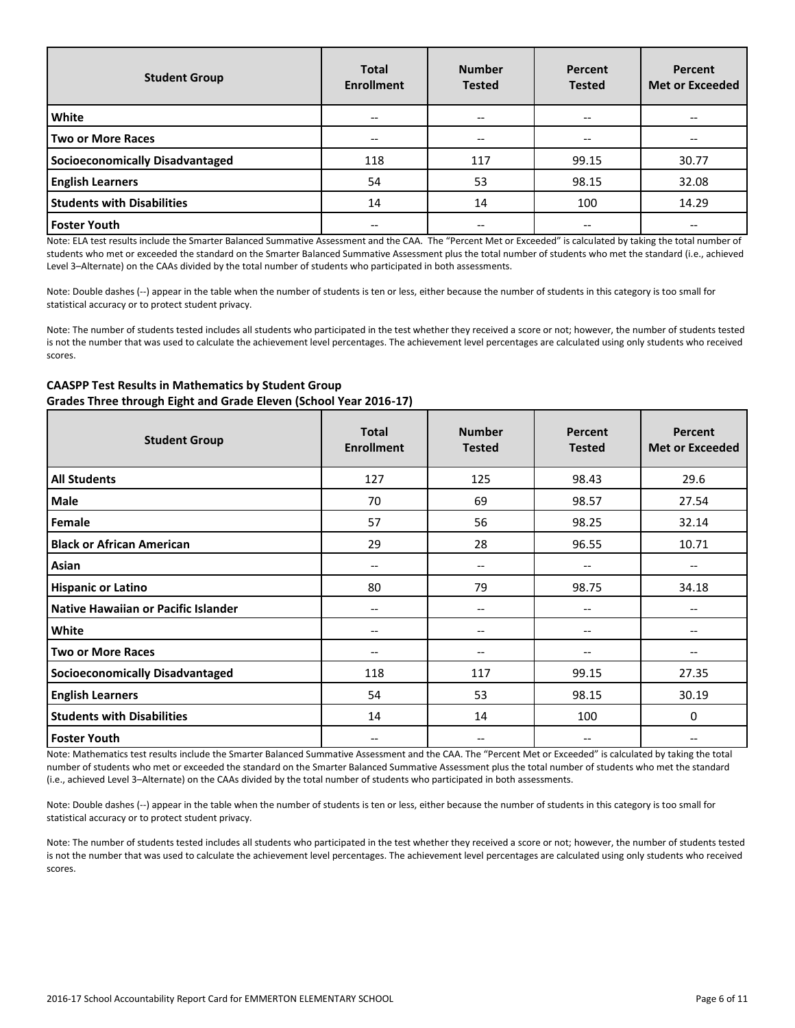| Student Group | Total Enrollment | Number Tested | Percent Tested | Percent Met or Exceeded |
|---|---|---|---|---|
| White | -- | -- | -- | -- |
| Two or More Races | -- | -- | -- | -- |
| Socioeconomically Disadvantaged | 118 | 117 | 99.15 | 30.77 |
| English Learners | 54 | 53 | 98.15 | 32.08 |
| Students with Disabilities | 14 | 14 | 100 | 14.29 |
| Foster Youth | -- | -- | -- | -- |

Note: ELA test results include the Smarter Balanced Summative Assessment and the CAA. The "Percent Met or Exceeded" is calculated by taking the total number of students who met or exceeded the standard on the Smarter Balanced Summative Assessment plus the total number of students who met the standard (i.e., achieved Level 3–Alternate) on the CAAs divided by the total number of students who participated in both assessments.

Note: Double dashes (--) appear in the table when the number of students is ten or less, either because the number of students in this category is too small for statistical accuracy or to protect student privacy.

Note: The number of students tested includes all students who participated in the test whether they received a score or not; however, the number of students tested is not the number that was used to calculate the achievement level percentages. The achievement level percentages are calculated using only students who received scores.

**CAASPP Test Results in Mathematics by Student Group**
**Grades Three through Eight and Grade Eleven (School Year 2016-17)**

| Student Group | Total Enrollment | Number Tested | Percent Tested | Percent Met or Exceeded |
|---|---|---|---|---|
| All Students | 127 | 125 | 98.43 | 29.6 |
| Male | 70 | 69 | 98.57 | 27.54 |
| Female | 57 | 56 | 98.25 | 32.14 |
| Black or African American | 29 | 28 | 96.55 | 10.71 |
| Asian | -- | -- | -- | -- |
| Hispanic or Latino | 80 | 79 | 98.75 | 34.18 |
| Native Hawaiian or Pacific Islander | -- | -- | -- | -- |
| White | -- | -- | -- | -- |
| Two or More Races | -- | -- | -- | -- |
| Socioeconomically Disadvantaged | 118 | 117 | 99.15 | 27.35 |
| English Learners | 54 | 53 | 98.15 | 30.19 |
| Students with Disabilities | 14 | 14 | 100 | 0 |
| Foster Youth | -- | -- | -- | -- |

Note: Mathematics test results include the Smarter Balanced Summative Assessment and the CAA. The "Percent Met or Exceeded" is calculated by taking the total number of students who met or exceeded the standard on the Smarter Balanced Summative Assessment plus the total number of students who met the standard (i.e., achieved Level 3–Alternate) on the CAAs divided by the total number of students who participated in both assessments.

Note: Double dashes (--) appear in the table when the number of students is ten or less, either because the number of students in this category is too small for statistical accuracy or to protect student privacy.

Note: The number of students tested includes all students who participated in the test whether they received a score or not; however, the number of students tested is not the number that was used to calculate the achievement level percentages. The achievement level percentages are calculated using only students who received scores.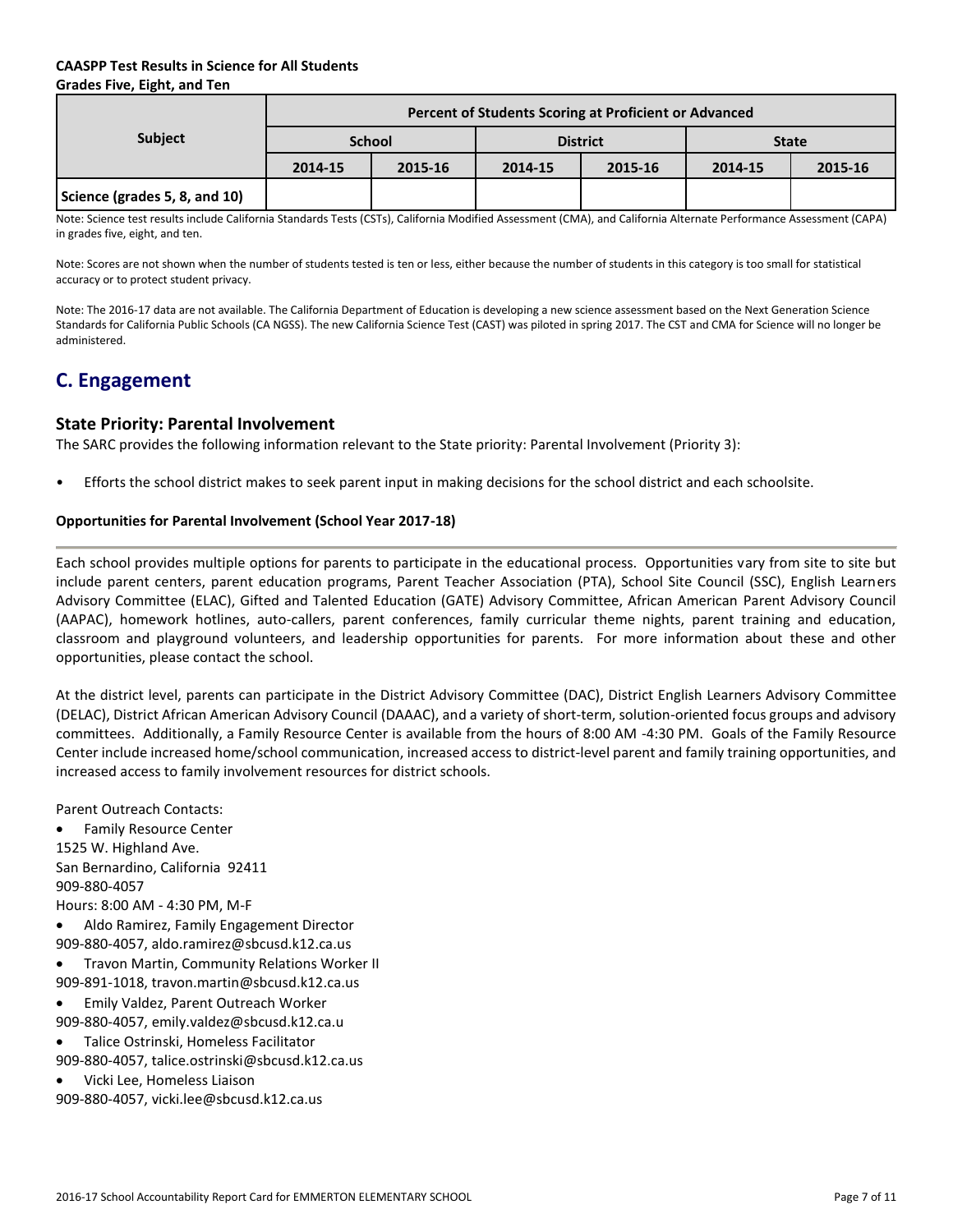**CAASPP Test Results in Science for All Students**
**Grades Five, Eight, and Ten**

| Subject | Percent of Students Scoring at Proficient or Advanced | | | | | |
|---|---|---|---|---|---|---|
| | School | | District | | State | |
| | 2014-15 | 2015-16 | 2014-15 | 2015-16 | 2014-15 | 2015-16 |
| **Science (grades 5, 8, and 10)** | | | | | | |

Note: Science test results include California Standards Tests (CSTs), California Modified Assessment (CMA), and California Alternate Performance Assessment (CAPA) in grades five, eight, and ten.

Note: Scores are not shown when the number of students tested is ten or less, either because the number of students in this category is too small for statistical accuracy or to protect student privacy.

Note: The 2016-17 data are not available. The California Department of Education is developing a new science assessment based on the Next Generation Science Standards for California Public Schools (CA NGSS). The new California Science Test (CAST) was piloted in spring 2017. The CST and CMA for Science will no longer be administered.

## C. Engagement

### State Priority: Parental Involvement

The SARC provides the following information relevant to the State priority: Parental Involvement (Priority 3):

- Efforts the school district makes to seek parent input in making decisions for the school district and each schoolsite.

**Opportunities for Parental Involvement (School Year 2017-18)**

Each school provides multiple options for parents to participate in the educational process. Opportunities vary from site to site but include parent centers, parent education programs, Parent Teacher Association (PTA), School Site Council (SSC), English Learners Advisory Committee (ELAC), Gifted and Talented Education (GATE) Advisory Committee, African American Parent Advisory Council (AAPAC), homework hotlines, auto-callers, parent conferences, family curricular theme nights, parent training and education, classroom and playground volunteers, and leadership opportunities for parents. For more information about these and other opportunities, please contact the school.

At the district level, parents can participate in the District Advisory Committee (DAC), District English Learners Advisory Committee (DELAC), District African American Advisory Council (DAAAC), and a variety of short-term, solution-oriented focus groups and advisory committees. Additionally, a Family Resource Center is available from the hours of 8:00 AM -4:30 PM. Goals of the Family Resource Center include increased home/school communication, increased access to district-level parent and family training opportunities, and increased access to family involvement resources for district schools.

Parent Outreach Contacts:

- Family Resource Center
1525 W. Highland Ave.
San Bernardino, California 92411
909-880-4057
Hours: 8:00 AM - 4:30 PM, M-F
- Aldo Ramirez, Family Engagement Director
909-880-4057, aldo.ramirez@sbcusd.k12.ca.us
- Travon Martin, Community Relations Worker II
909-891-1018, travon.martin@sbcusd.k12.ca.us
- Emily Valdez, Parent Outreach Worker
909-880-4057, emily.valdez@sbcusd.k12.ca.u
- Talice Ostrinski, Homeless Facilitator
909-880-4057, talice.ostrinski@sbcusd.k12.ca.us
- Vicki Lee, Homeless Liaison
909-880-4057, vicki.lee@sbcusd.k12.ca.us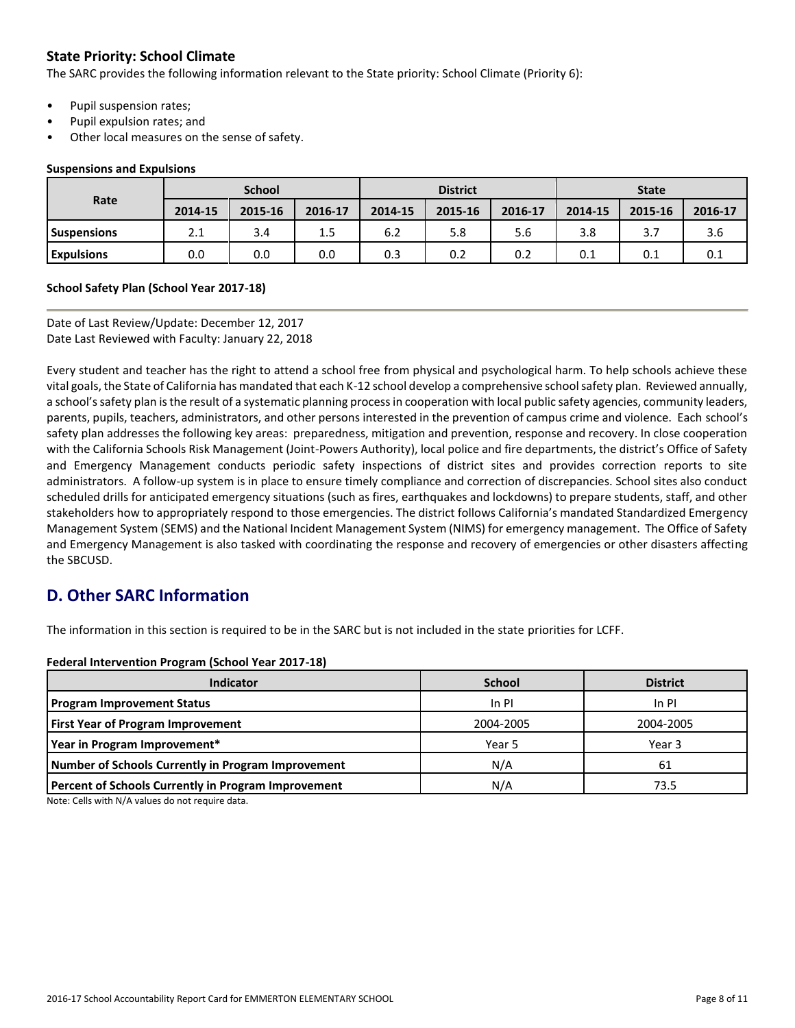### State Priority: School Climate

The SARC provides the following information relevant to the State priority: School Climate (Priority 6):

- Pupil suspension rates;
- Pupil expulsion rates; and
- Other local measures on the sense of safety.

**Suspensions and Expulsions**

| Rate | School | | | District | | | State | | |
|---|---|---|---|---|---|---|---|---|---|
| | 2014-15 | 2015-16 | 2016-17 | 2014-15 | 2015-16 | 2016-17 | 2014-15 | 2015-16 | 2016-17 |
| **Suspensions** | 2.1 | 3.4 | 1.5 | 6.2 | 5.8 | 5.6 | 3.8 | 3.7 | 3.6 |
| **Expulsions** | 0.0 | 0.0 | 0.0 | 0.3 | 0.2 | 0.2 | 0.1 | 0.1 | 0.1 |

**School Safety Plan (School Year 2017-18)**

Date of Last Review/Update: December 12, 2017
Date Last Reviewed with Faculty: January 22, 2018

Every student and teacher has the right to attend a school free from physical and psychological harm. To help schools achieve these vital goals, the State of California has mandated that each K-12 school develop a comprehensive school safety plan. Reviewed annually, a school's safety plan is the result of a systematic planning process in cooperation with local public safety agencies, community leaders, parents, pupils, teachers, administrators, and other persons interested in the prevention of campus crime and violence. Each school's safety plan addresses the following key areas: preparedness, mitigation and prevention, response and recovery. In close cooperation with the California Schools Risk Management (Joint-Powers Authority), local police and fire departments, the district's Office of Safety and Emergency Management conducts periodic safety inspections of district sites and provides correction reports to site administrators. A follow-up system is in place to ensure timely compliance and correction of discrepancies. School sites also conduct scheduled drills for anticipated emergency situations (such as fires, earthquakes and lockdowns) to prepare students, staff, and other stakeholders how to appropriately respond to those emergencies. The district follows California's mandated Standardized Emergency Management System (SEMS) and the National Incident Management System (NIMS) for emergency management. The Office of Safety and Emergency Management is also tasked with coordinating the response and recovery of emergencies or other disasters affecting the SBCUSD.

## D. Other SARC Information

The information in this section is required to be in the SARC but is not included in the state priorities for LCFF.

**Federal Intervention Program (School Year 2017-18)**

| Indicator | School | District |
|---|---|---|
| **Program Improvement Status** | In PI | In PI |
| **First Year of Program Improvement** | 2004-2005 | 2004-2005 |
| **Year in Program Improvement*** | Year 5 | Year 3 |
| **Number of Schools Currently in Program Improvement** | N/A | 61 |
| **Percent of Schools Currently in Program Improvement** | N/A | 73.5 |

Note: Cells with N/A values do not require data.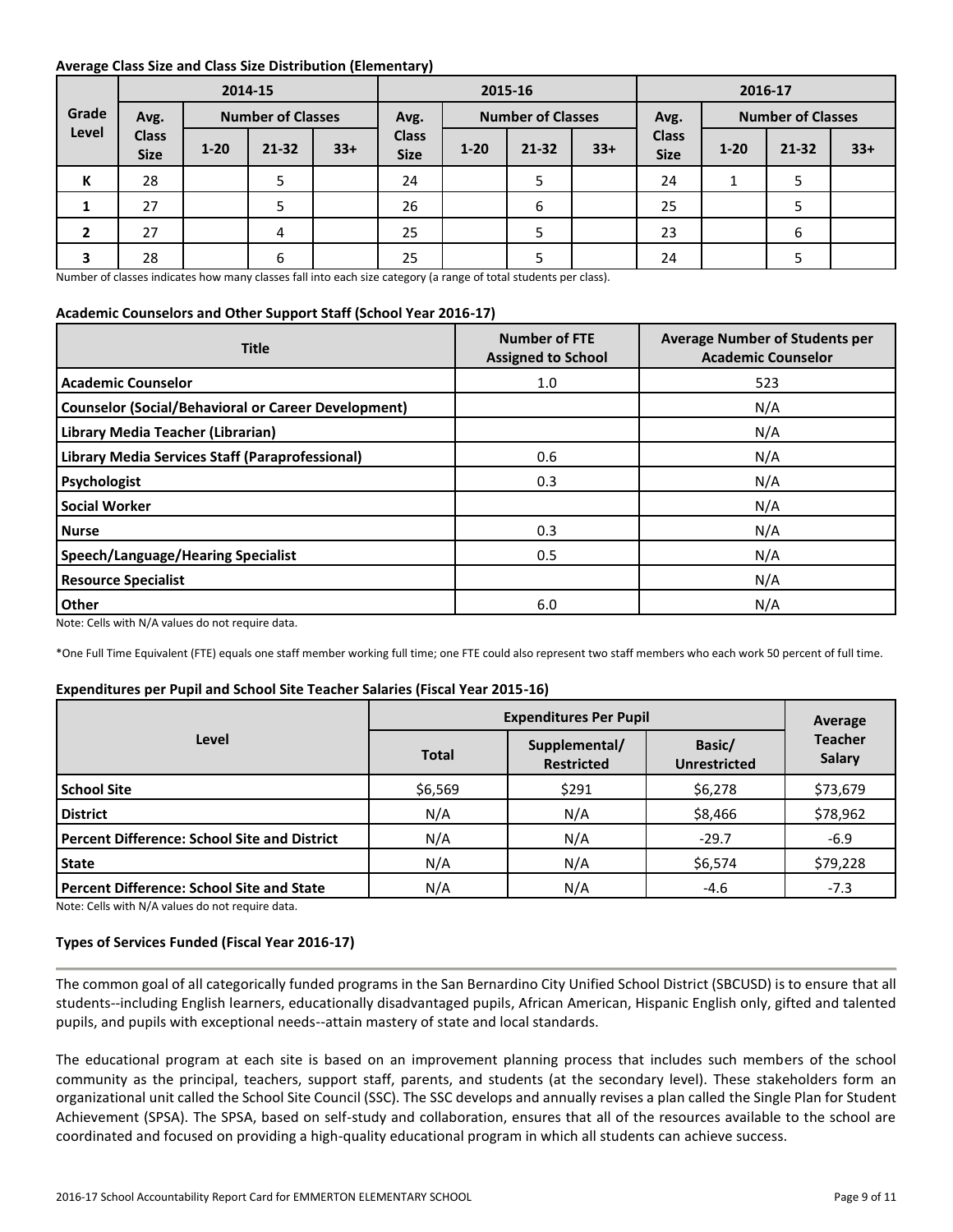**Average Class Size and Class Size Distribution (Elementary)**

| Grade Level | 2014-15 | | | | 2015-16 | | | | 2016-17 | | | |
|---|---|---|---|---|---|---|---|---|---|---|---|---|
| | Avg. Class Size | Number of Classes | | | Avg. Class Size | Number of Classes | | | Avg. Class Size | Number of Classes | | |
| | | 1-20 | 21-32 | 33+ | | 1-20 | 21-32 | 33+ | | 1-20 | 21-32 | 33+ |
| K | 28 | | 5 | | 24 | | 5 | | 24 | 1 | 5 | |
| 1 | 27 | | 5 | | 26 | | 6 | | 25 | | 5 | |
| 2 | 27 | | 4 | | 25 | | 5 | | 23 | | 6 | |
| 3 | 28 | | 6 | | 25 | | 5 | | 24 | | 5 | |

Number of classes indicates how many classes fall into each size category (a range of total students per class).

**Academic Counselors and Other Support Staff (School Year 2016-17)**

| Title | Number of FTE Assigned to School | Average Number of Students per Academic Counselor |
|---|---|---|
| **Academic Counselor** | 1.0 | 523 |
| **Counselor (Social/Behavioral or Career Development)** | | N/A |
| **Library Media Teacher (Librarian)** | | N/A |
| **Library Media Services Staff (Paraprofessional)** | 0.6 | N/A |
| **Psychologist** | 0.3 | N/A |
| **Social Worker** | | N/A |
| **Nurse** | 0.3 | N/A |
| **Speech/Language/Hearing Specialist** | 0.5 | N/A |
| **Resource Specialist** | | N/A |
| **Other** | 6.0 | N/A |

Note: Cells with N/A values do not require data.

*One Full Time Equivalent (FTE) equals one staff member working full time; one FTE could also represent two staff members who each work 50 percent of full time.

**Expenditures per Pupil and School Site Teacher Salaries (Fiscal Year 2015-16)**

| Level | Expenditures Per Pupil | | | Average Teacher Salary |
|---|---|---|---|---|
| | Total | Supplemental/ Restricted | Basic/ Unrestricted | |
| **School Site** | $6,569 | $291 | $6,278 | $73,679 |
| **District** | N/A | N/A | $8,466 | $78,962 |
| **Percent Difference: School Site and District** | N/A | N/A | -29.7 | -6.9 |
| **State** | N/A | N/A | $6,574 | $79,228 |
| **Percent Difference: School Site and State** | N/A | N/A | -4.6 | -7.3 |

Note: Cells with N/A values do not require data.

**Types of Services Funded (Fiscal Year 2016-17)**

The common goal of all categorically funded programs in the San Bernardino City Unified School District (SBCUSD) is to ensure that all students--including English learners, educationally disadvantaged pupils, African American, Hispanic English only, gifted and talented pupils, and pupils with exceptional needs--attain mastery of state and local standards.

The educational program at each site is based on an improvement planning process that includes such members of the school community as the principal, teachers, support staff, parents, and students (at the secondary level). These stakeholders form an organizational unit called the School Site Council (SSC). The SSC develops and annually revises a plan called the Single Plan for Student Achievement (SPSA). The SPSA, based on self-study and collaboration, ensures that all of the resources available to the school are coordinated and focused on providing a high-quality educational program in which all students can achieve success.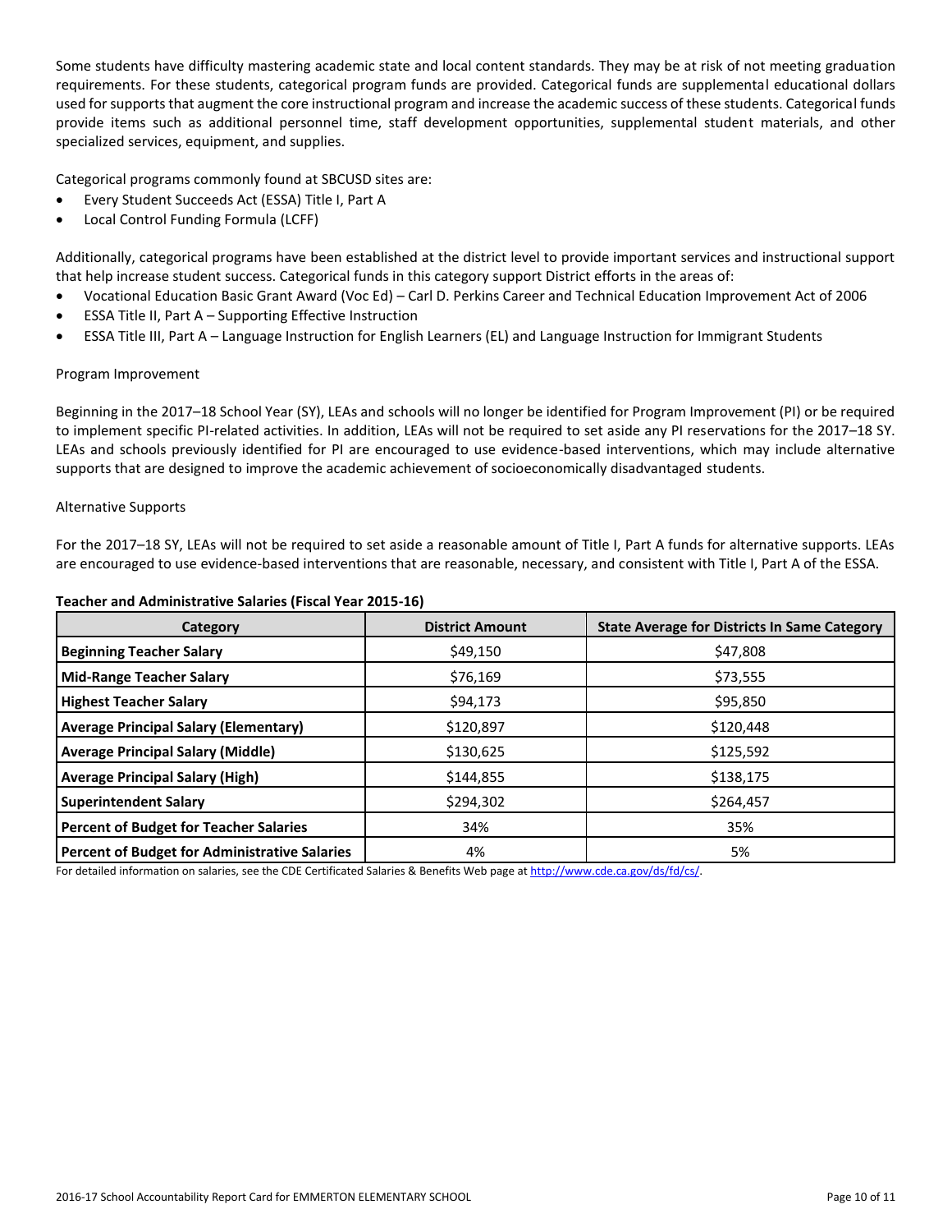Some students have difficulty mastering academic state and local content standards. They may be at risk of not meeting graduation requirements. For these students, categorical program funds are provided. Categorical funds are supplemental educational dollars used for supports that augment the core instructional program and increase the academic success of these students. Categorical funds provide items such as additional personnel time, staff development opportunities, supplemental student materials, and other specialized services, equipment, and supplies.

Categorical programs commonly found at SBCUSD sites are:

- Every Student Succeeds Act (ESSA) Title I, Part A
- Local Control Funding Formula (LCFF)

Additionally, categorical programs have been established at the district level to provide important services and instructional support that help increase student success. Categorical funds in this category support District efforts in the areas of:

- Vocational Education Basic Grant Award (Voc Ed) – Carl D. Perkins Career and Technical Education Improvement Act of 2006
- ESSA Title II, Part A – Supporting Effective Instruction
- ESSA Title III, Part A – Language Instruction for English Learners (EL) and Language Instruction for Immigrant Students

Program Improvement

Beginning in the 2017–18 School Year (SY), LEAs and schools will no longer be identified for Program Improvement (PI) or be required to implement specific PI-related activities. In addition, LEAs will not be required to set aside any PI reservations for the 2017–18 SY. LEAs and schools previously identified for PI are encouraged to use evidence-based interventions, which may include alternative supports that are designed to improve the academic achievement of socioeconomically disadvantaged students.

Alternative Supports

For the 2017–18 SY, LEAs will not be required to set aside a reasonable amount of Title I, Part A funds for alternative supports. LEAs are encouraged to use evidence-based interventions that are reasonable, necessary, and consistent with Title I, Part A of the ESSA.

**Teacher and Administrative Salaries (Fiscal Year 2015-16)**

| Category | District Amount | State Average for Districts In Same Category |
|---|---|---|
| **Beginning Teacher Salary** | $49,150 | $47,808 |
| **Mid-Range Teacher Salary** | $76,169 | $73,555 |
| **Highest Teacher Salary** | $94,173 | $95,850 |
| **Average Principal Salary (Elementary)** | $120,897 | $120,448 |
| **Average Principal Salary (Middle)** | $130,625 | $125,592 |
| **Average Principal Salary (High)** | $144,855 | $138,175 |
| **Superintendent Salary** | $294,302 | $264,457 |
| **Percent of Budget for Teacher Salaries** | 34% | 35% |
| **Percent of Budget for Administrative Salaries** | 4% | 5% |

For detailed information on salaries, see the CDE Certificated Salaries & Benefits Web page at http://www.cde.ca.gov/ds/fd/cs/.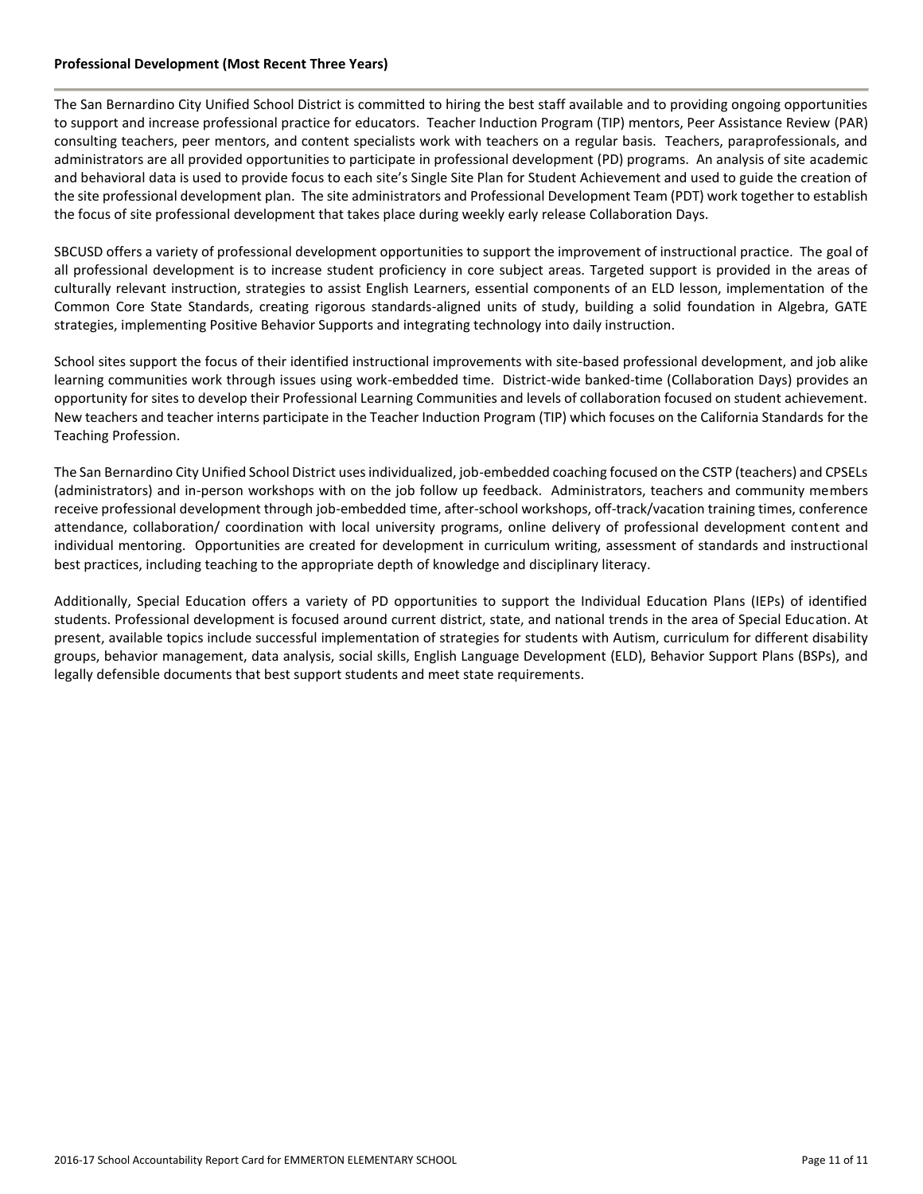**Professional Development (Most Recent Three Years)**

The San Bernardino City Unified School District is committed to hiring the best staff available and to providing ongoing opportunities to support and increase professional practice for educators. Teacher Induction Program (TIP) mentors, Peer Assistance Review (PAR) consulting teachers, peer mentors, and content specialists work with teachers on a regular basis. Teachers, paraprofessionals, and administrators are all provided opportunities to participate in professional development (PD) programs. An analysis of site academic and behavioral data is used to provide focus to each site's Single Site Plan for Student Achievement and used to guide the creation of the site professional development plan. The site administrators and Professional Development Team (PDT) work together to establish the focus of site professional development that takes place during weekly early release Collaboration Days.

SBCUSD offers a variety of professional development opportunities to support the improvement of instructional practice. The goal of all professional development is to increase student proficiency in core subject areas. Targeted support is provided in the areas of culturally relevant instruction, strategies to assist English Learners, essential components of an ELD lesson, implementation of the Common Core State Standards, creating rigorous standards-aligned units of study, building a solid foundation in Algebra, GATE strategies, implementing Positive Behavior Supports and integrating technology into daily instruction.

School sites support the focus of their identified instructional improvements with site-based professional development, and job alike learning communities work through issues using work-embedded time. District-wide banked-time (Collaboration Days) provides an opportunity for sites to develop their Professional Learning Communities and levels of collaboration focused on student achievement. New teachers and teacher interns participate in the Teacher Induction Program (TIP) which focuses on the California Standards for the Teaching Profession.

The San Bernardino City Unified School District uses individualized, job-embedded coaching focused on the CSTP (teachers) and CPSELs (administrators) and in-person workshops with on the job follow up feedback. Administrators, teachers and community members receive professional development through job-embedded time, after-school workshops, off-track/vacation training times, conference attendance, collaboration/ coordination with local university programs, online delivery of professional development content and individual mentoring. Opportunities are created for development in curriculum writing, assessment of standards and instructional best practices, including teaching to the appropriate depth of knowledge and disciplinary literacy.

Additionally, Special Education offers a variety of PD opportunities to support the Individual Education Plans (IEPs) of identified students. Professional development is focused around current district, state, and national trends in the area of Special Education. At present, available topics include successful implementation of strategies for students with Autism, curriculum for different disability groups, behavior management, data analysis, social skills, English Language Development (ELD), Behavior Support Plans (BSPs), and legally defensible documents that best support students and meet state requirements.